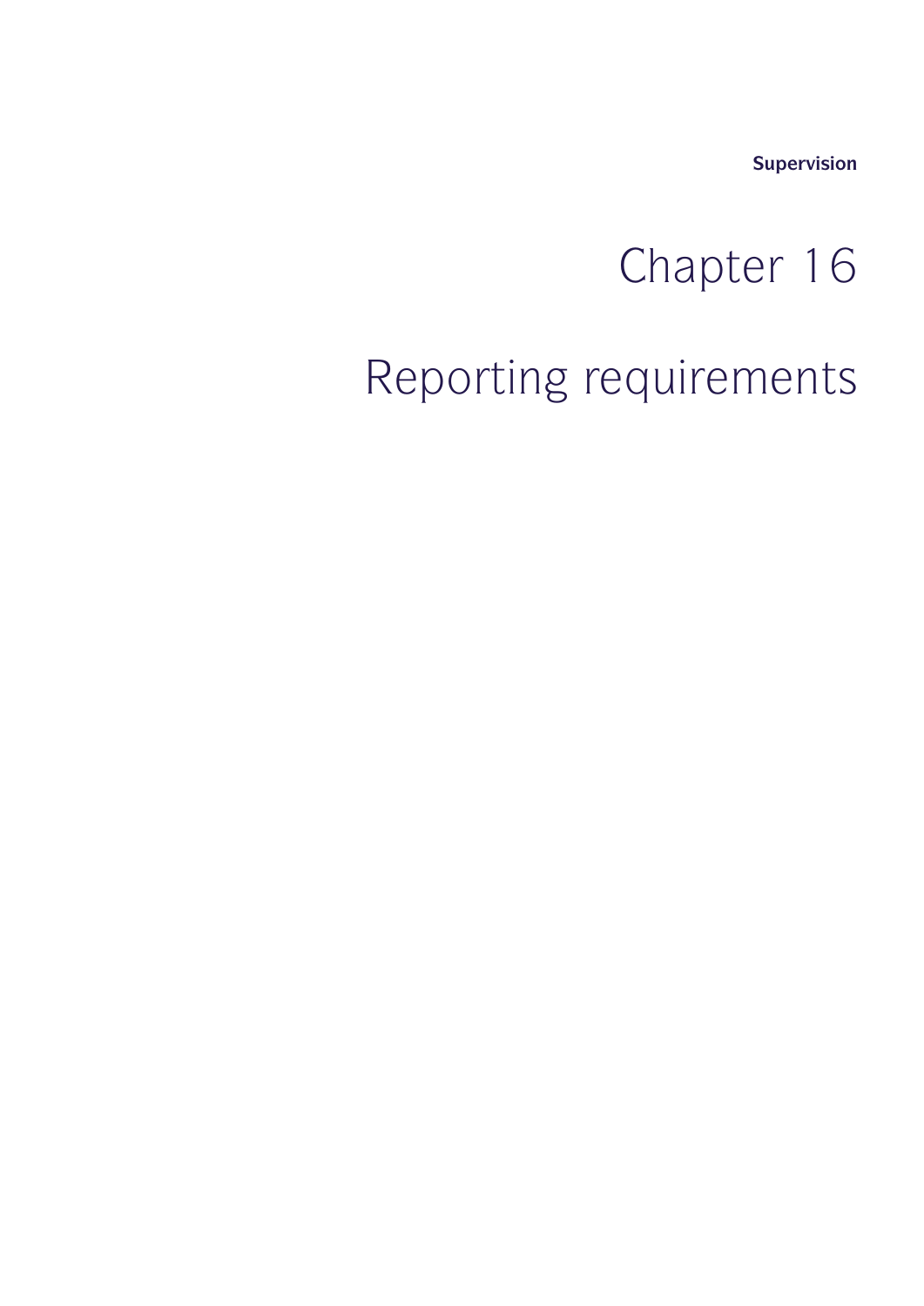**Supervision**

# Chapter 16

# Reporting requirements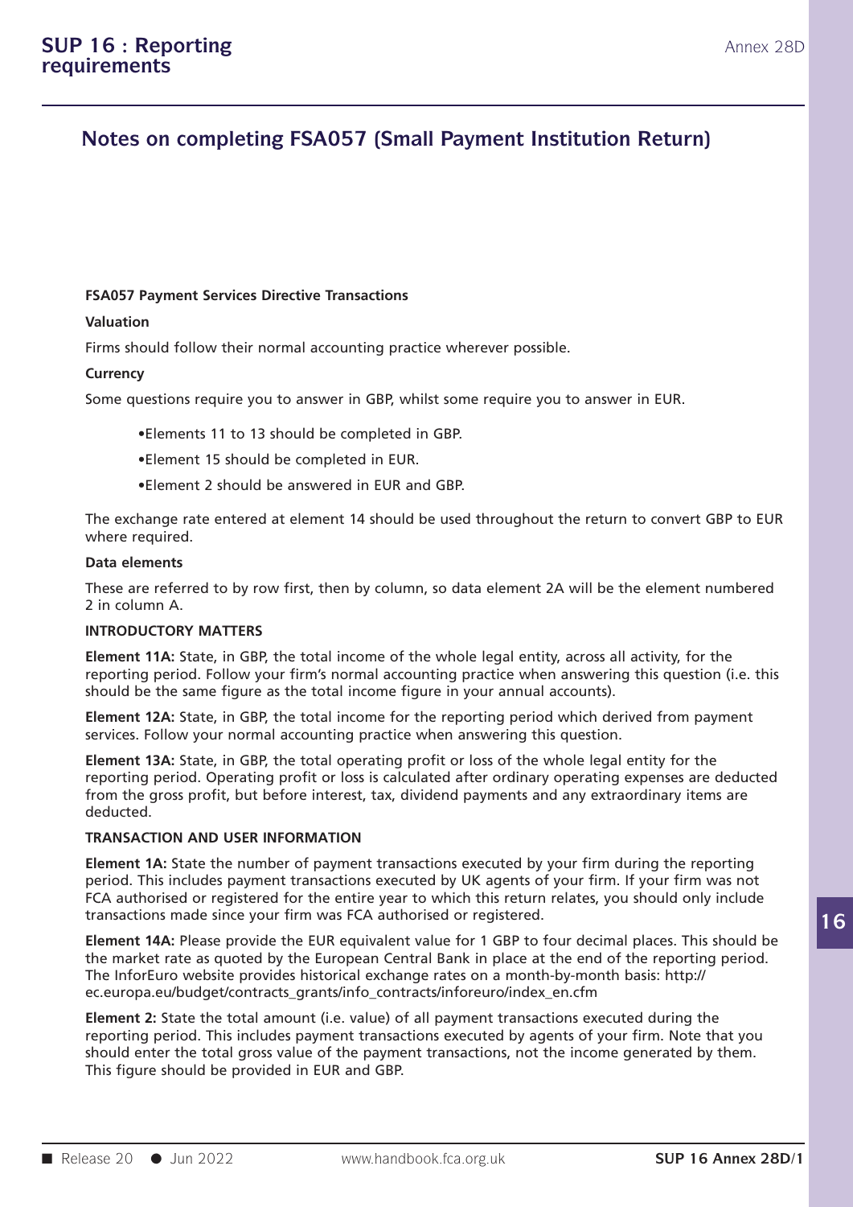## Notes on completing FSA057 (Small Payment Institution Return)

**FSA057 Payment Services Directive Transactions**

**Valuation**

Firms should follow their normal accounting practice wherever possible.

**Currency**

Some questions require you to answer in GBP, whilst some require you to answer in EUR.

- Elements 11 to 13 should be completed in GBP.
- Element 15 should be completed in EUR.
- Element 2 should be answered in EUR and GBP.

The exchange rate entered at element 14 should be used throughout the return to convert GBP to EUR where required.

**Data elements**

These are referred to by row first, then by column, so data element 2A will be the element numbered 2 in column A.

**INTRODUCTORY MATTERS**

**Element 11A:** State, in GBP, the total income of the whole legal entity, across all activity, for the reporting period. Follow your firm's normal accounting practice when answering this question (i.e. this should be the same figure as the total income figure in your annual accounts).

**Element 12A:** State, in GBP, the total income for the reporting period which derived from payment services. Follow your normal accounting practice when answering this question.

**Element 13A:** State, in GBP, the total operating profit or loss of the whole legal entity for the reporting period. Operating profit or loss is calculated after ordinary operating expenses are deducted from the gross profit, but before interest, tax, dividend payments and any extraordinary items are deducted.

**TRANSACTION AND USER INFORMATION**

**Element 1A:** State the number of payment transactions executed by your firm during the reporting period. This includes payment transactions executed by UK agents of your firm. If your firm was not FCA authorised or registered for the entire year to which this return relates, you should only include transactions made since your firm was FCA authorised or registered.

**Element 14A:** Please provide the EUR equivalent value for 1 GBP to four decimal places. This should be the market rate as quoted by the European Central Bank in place at the end of the reporting period. The InforEuro website provides historical exchange rates on a month-by-month basis: http://ec.europa.eu/budget/contracts_grants/info_contracts/inforeuro/index_en.cfm

**Element 2:** State the total amount (i.e. value) of all payment transactions executed during the reporting period. This includes payment transactions executed by agents of your firm. Note that you should enter the total gross value of the payment transactions, not the income generated by them. This figure should be provided in EUR and GBP.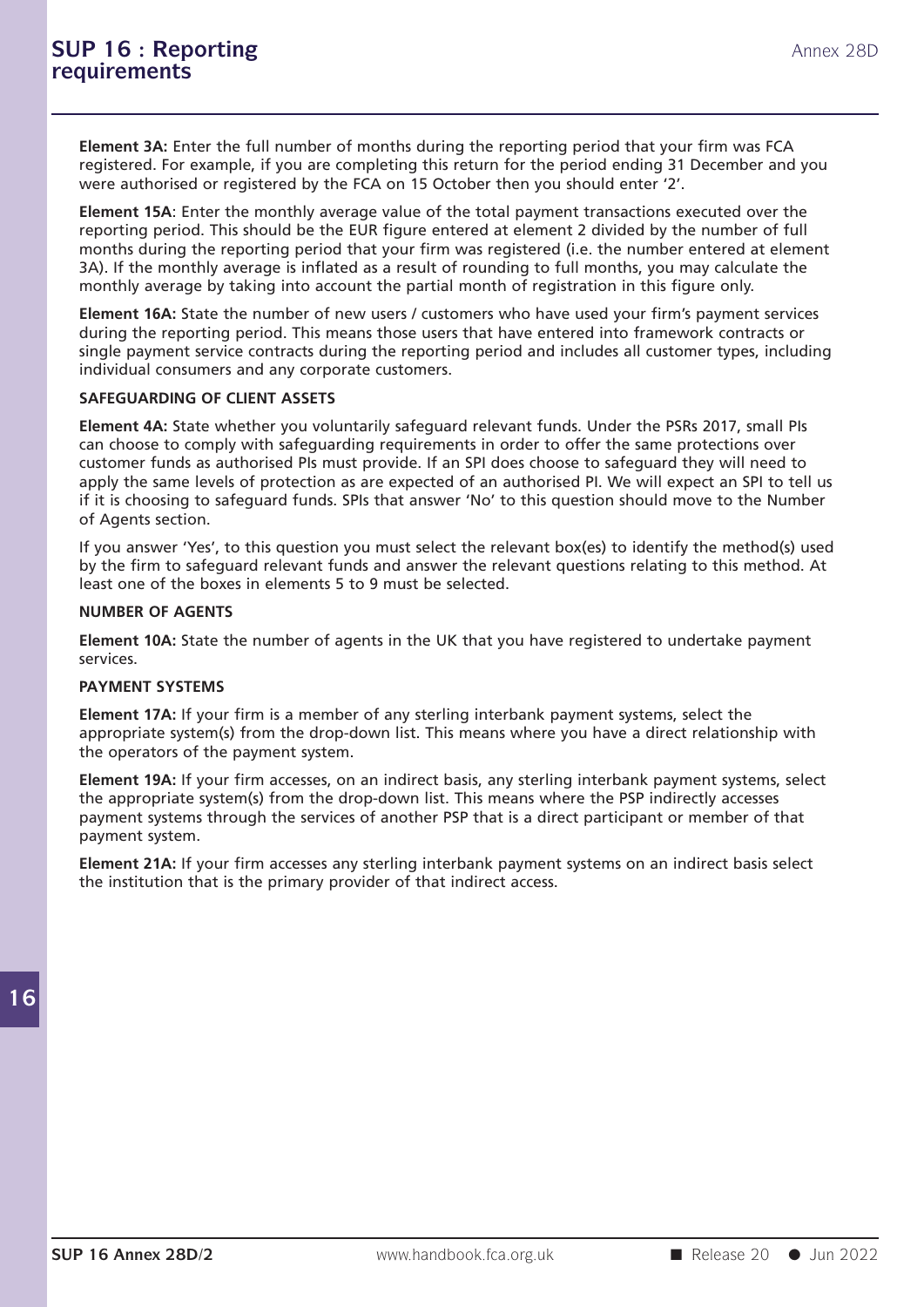**Element 3A:** Enter the full number of months during the reporting period that your firm was FCA registered. For example, if you are completing this return for the period ending 31 December and you were authorised or registered by the FCA on 15 October then you should enter '2'.

**Element 15A**: Enter the monthly average value of the total payment transactions executed over the reporting period. This should be the EUR figure entered at element 2 divided by the number of full months during the reporting period that your firm was registered (i.e. the number entered at element 3A). If the monthly average is inflated as a result of rounding to full months, you may calculate the monthly average by taking into account the partial month of registration in this figure only.

**Element 16A:** State the number of new users / customers who have used your firm's payment services during the reporting period. This means those users that have entered into framework contracts or single payment service contracts during the reporting period and includes all customer types, including individual consumers and any corporate customers.

**SAFEGUARDING OF CLIENT ASSETS**

**Element 4A:** State whether you voluntarily safeguard relevant funds. Under the PSRs 2017, small PIs can choose to comply with safeguarding requirements in order to offer the same protections over customer funds as authorised PIs must provide. If an SPI does choose to safeguard they will need to apply the same levels of protection as are expected of an authorised PI. We will expect an SPI to tell us if it is choosing to safeguard funds. SPIs that answer 'No' to this question should move to the Number of Agents section.

If you answer 'Yes', to this question you must select the relevant box(es) to identify the method(s) used by the firm to safeguard relevant funds and answer the relevant questions relating to this method. At least one of the boxes in elements 5 to 9 must be selected.

**NUMBER OF AGENTS**

**Element 10A:** State the number of agents in the UK that you have registered to undertake payment services.

**PAYMENT SYSTEMS**

**Element 17A:** If your firm is a member of any sterling interbank payment systems, select the appropriate system(s) from the drop-down list. This means where you have a direct relationship with the operators of the payment system.

**Element 19A:** If your firm accesses, on an indirect basis, any sterling interbank payment systems, select the appropriate system(s) from the drop-down list. This means where the PSP indirectly accesses payment systems through the services of another PSP that is a direct participant or member of that payment system.

**Element 21A:** If your firm accesses any sterling interbank payment systems on an indirect basis select the institution that is the primary provider of that indirect access.